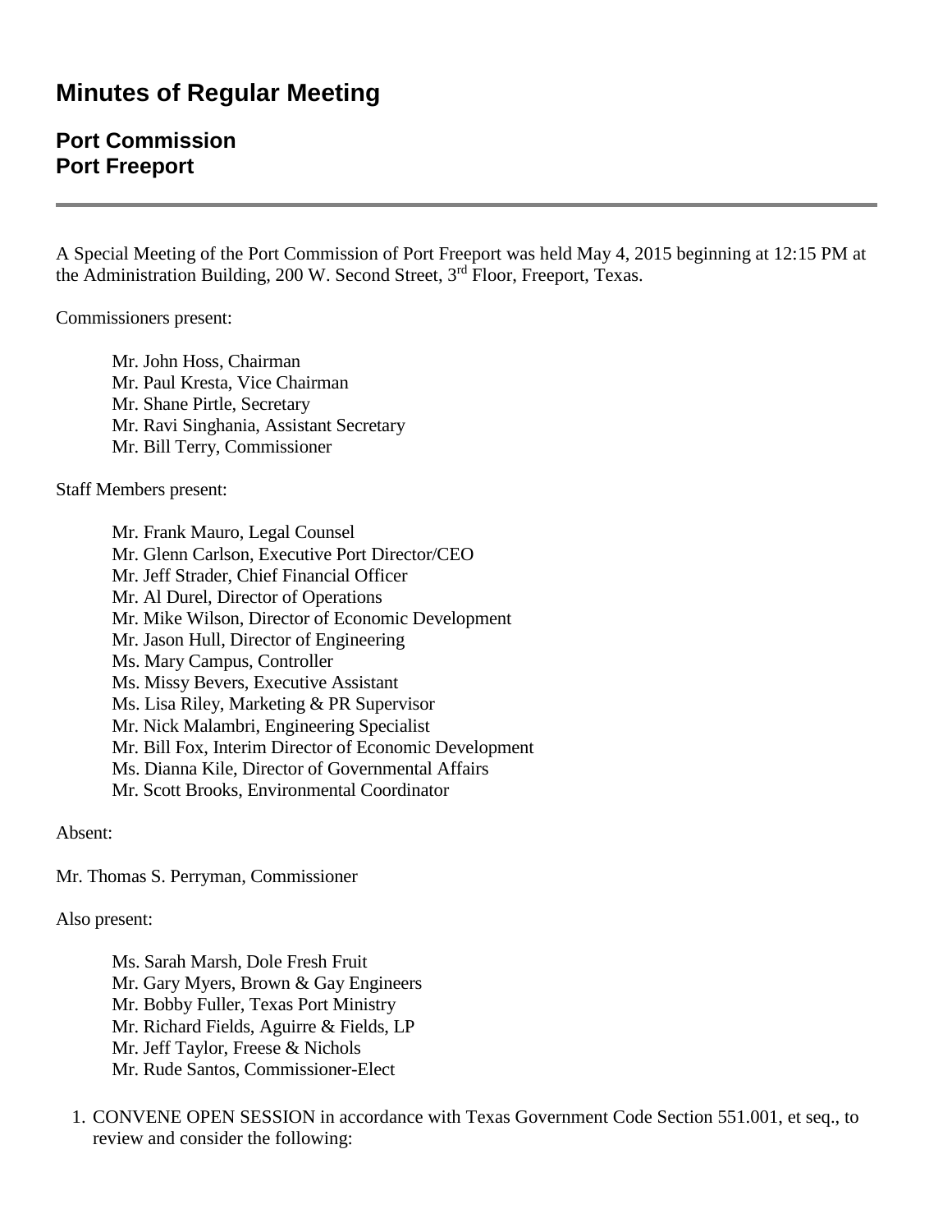# Minutes of Regular Meeting

## Port Commission
## Port Freeport

---

A Special Meeting of the Port Commission of Port Freeport was held May 4, 2015 beginning at 12:15 PM at the Administration Building, 200 W. Second Street, 3rd Floor, Freeport, Texas.

Commissioners present:

Mr. John Hoss, Chairman
Mr. Paul Kresta, Vice Chairman
Mr. Shane Pirtle, Secretary
Mr. Ravi Singhania, Assistant Secretary
Mr. Bill Terry, Commissioner

Staff Members present:

Mr. Frank Mauro, Legal Counsel
Mr. Glenn Carlson, Executive Port Director/CEO
Mr. Jeff Strader, Chief Financial Officer
Mr. Al Durel, Director of Operations
Mr. Mike Wilson, Director of Economic Development
Mr. Jason Hull, Director of Engineering
Ms. Mary Campus, Controller
Ms. Missy Bevers, Executive Assistant
Ms. Lisa Riley, Marketing & PR Supervisor
Mr. Nick Malambri, Engineering Specialist
Mr. Bill Fox, Interim Director of Economic Development
Ms. Dianna Kile, Director of Governmental Affairs
Mr. Scott Brooks, Environmental Coordinator

Absent:

Mr. Thomas S. Perryman, Commissioner

Also present:

Ms. Sarah Marsh, Dole Fresh Fruit
Mr. Gary Myers, Brown & Gay Engineers
Mr. Bobby Fuller, Texas Port Ministry
Mr. Richard Fields, Aguirre & Fields, LP
Mr. Jeff Taylor, Freese & Nichols
Mr. Rude Santos, Commissioner-Elect

1. CONVENE OPEN SESSION in accordance with Texas Government Code Section 551.001, et seq., to review and consider the following: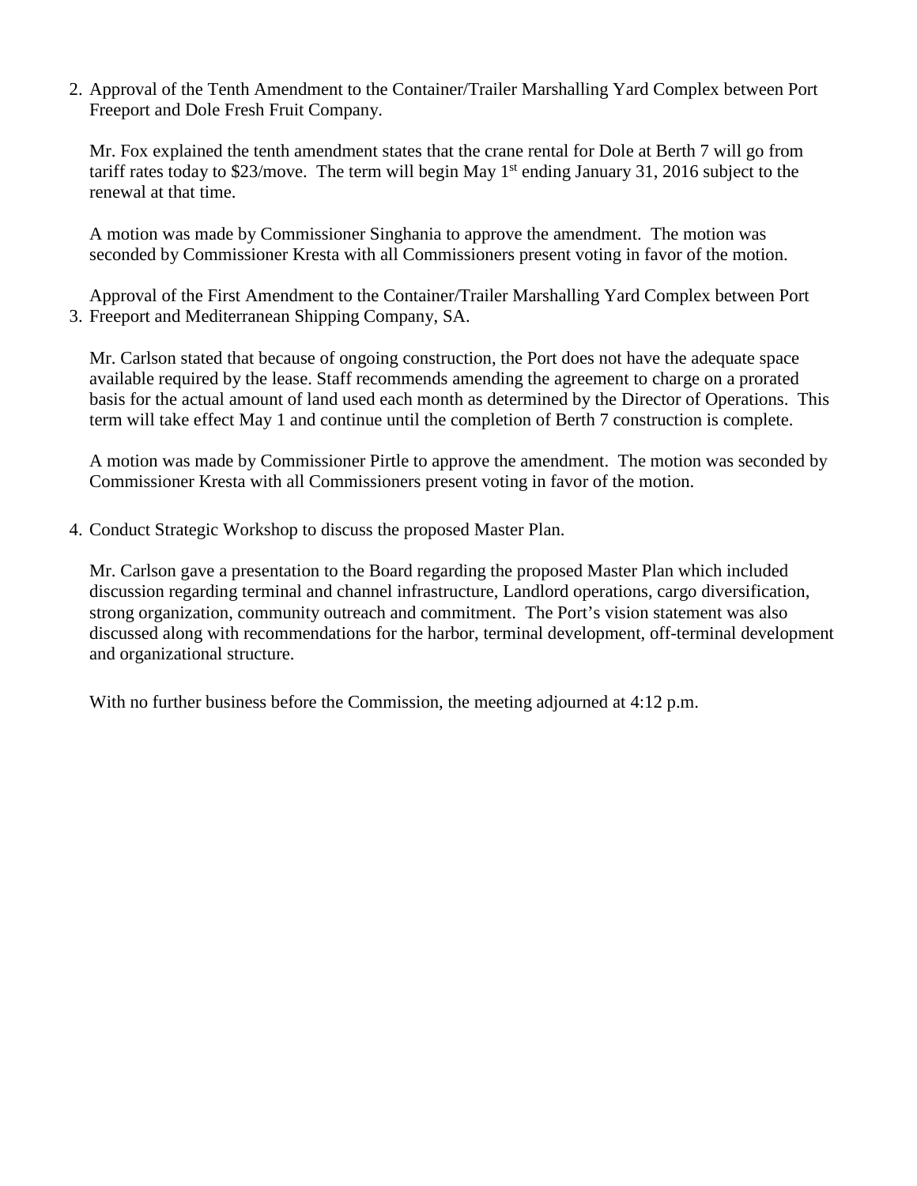2. Approval of the Tenth Amendment to the Container/Trailer Marshalling Yard Complex between Port Freeport and Dole Fresh Fruit Company.

   Mr. Fox explained the tenth amendment states that the crane rental for Dole at Berth 7 will go from tariff rates today to $23/move. The term will begin May 1st ending January 31, 2016 subject to the renewal at that time.

   A motion was made by Commissioner Singhania to approve the amendment. The motion was seconded by Commissioner Kresta with all Commissioners present voting in favor of the motion.

3. Approval of the First Amendment to the Container/Trailer Marshalling Yard Complex between Port Freeport and Mediterranean Shipping Company, SA.

   Mr. Carlson stated that because of ongoing construction, the Port does not have the adequate space available required by the lease. Staff recommends amending the agreement to charge on a prorated basis for the actual amount of land used each month as determined by the Director of Operations. This term will take effect May 1 and continue until the completion of Berth 7 construction is complete.

   A motion was made by Commissioner Pirtle to approve the amendment. The motion was seconded by Commissioner Kresta with all Commissioners present voting in favor of the motion.

4. Conduct Strategic Workshop to discuss the proposed Master Plan.

   Mr. Carlson gave a presentation to the Board regarding the proposed Master Plan which included discussion regarding terminal and channel infrastructure, Landlord operations, cargo diversification, strong organization, community outreach and commitment. The Port's vision statement was also discussed along with recommendations for the harbor, terminal development, off-terminal development and organizational structure.

   With no further business before the Commission, the meeting adjourned at 4:12 p.m.